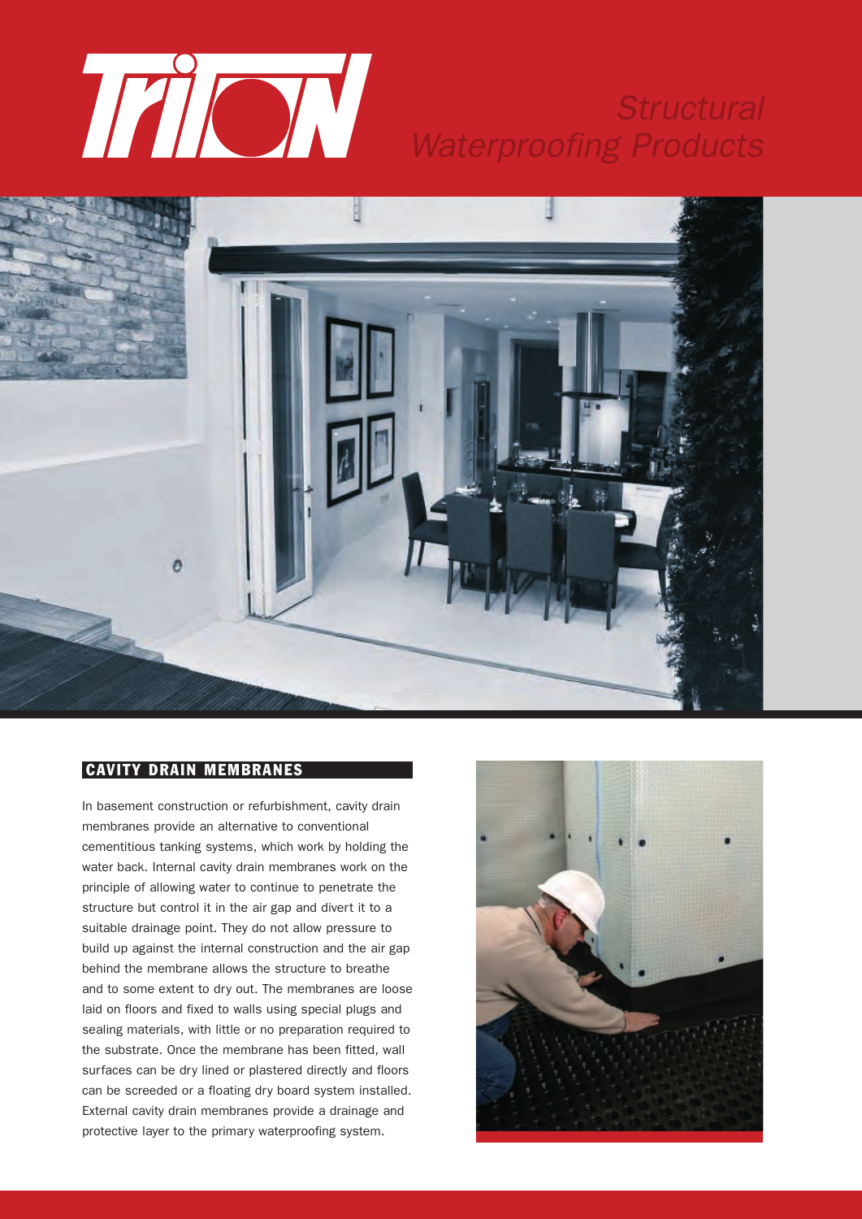# TRITON

## Structural Waterproofing Products

### CAVITY DRAIN MEMBRANES

In basement construction or refurbishment, cavity drain membranes provide an alternative to conventional cementitious tanking systems, which work by holding the water back. Internal cavity drain membranes work on the principle of allowing water to continue to penetrate the structure but control it in the air gap and divert it to a suitable drainage point. They do not allow pressure to build up against the internal construction and the air gap behind the membrane allows the structure to breathe and to some extent to dry out. The membranes are loose laid on floors and fixed to walls using special plugs and sealing materials, with little or no preparation required to the substrate. Once the membrane has been fitted, wall surfaces can be dry lined or plastered directly and floors can be screeded or a floating dry board system installed. External cavity drain membranes provide a drainage and protective layer to the primary waterproofing system.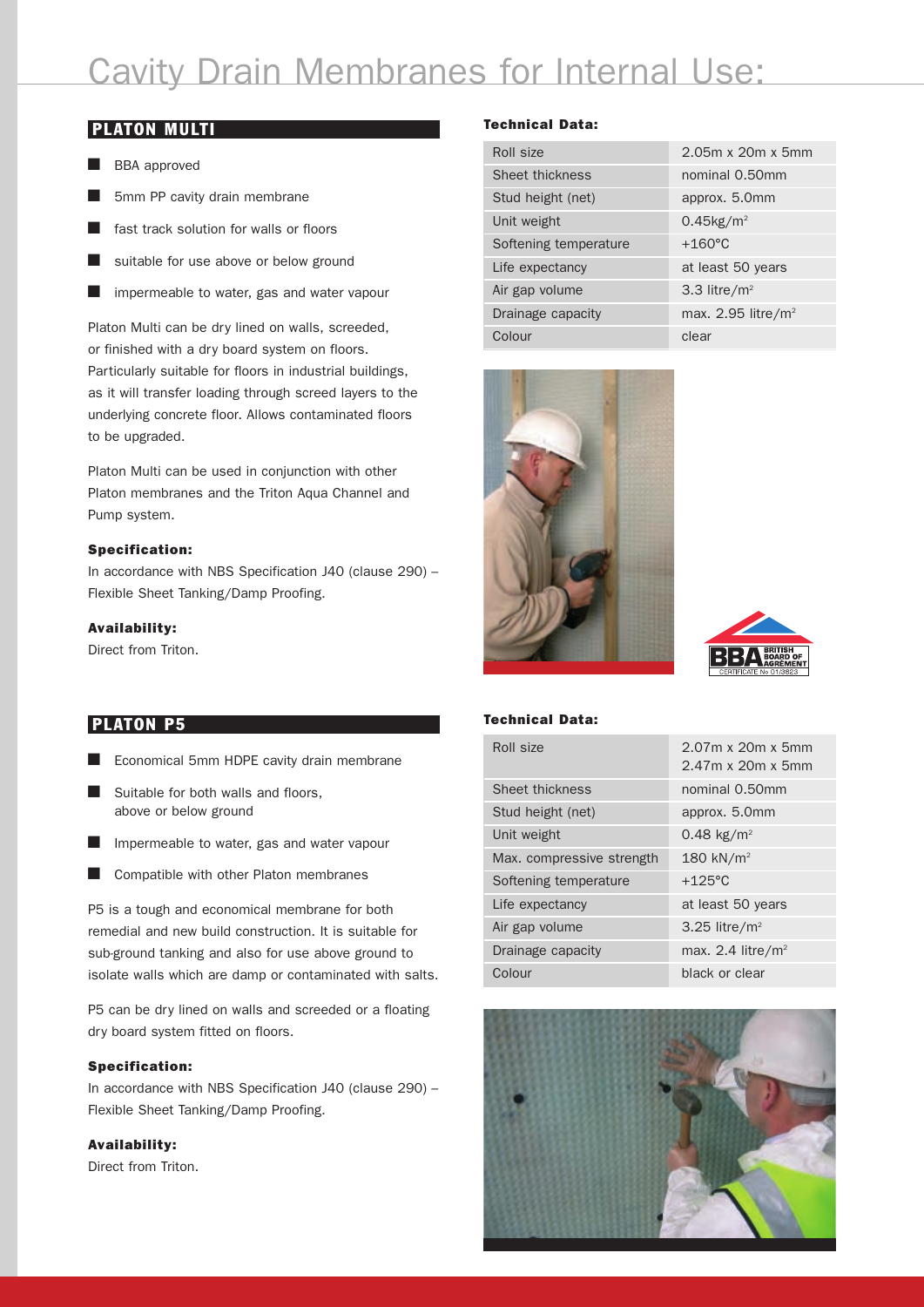# Cavity Drain Membranes for Internal Use:

## PLATON MULTI

- BBA approved
- 5mm PP cavity drain membrane
- fast track solution for walls or floors
- suitable for use above or below ground
- impermeable to water, gas and water vapour

Platon Multi can be dry lined on walls, screeded, or finished with a dry board system on floors. Particularly suitable for floors in industrial buildings, as it will transfer loading through screed layers to the underlying concrete floor. Allows contaminated floors to be upgraded.

Platon Multi can be used in conjunction with other Platon membranes and the Triton Aqua Channel and Pump system.

**Specification:**

In accordance with NBS Specification J40 (clause 290) – Flexible Sheet Tanking/Damp Proofing.

**Availability:**

Direct from Triton.

**Technical Data:**

| | |
|---|---|
| Roll size | 2.05m x 20m x 5mm |
| Sheet thickness | nominal 0.50mm |
| Stud height (net) | approx. 5.0mm |
| Unit weight | 0.45kg/m$^2$ |
| Softening temperature | +160°C |
| Life expectancy | at least 50 years |
| Air gap volume | 3.3 litre/m$^2$ |
| Drainage capacity | max. 2.95 litre/m$^2$ |
| Colour | clear |

BBA BRITISH BOARD OF AGRÉMENT CERTIFICATE No 01/3823

## PLATON P5

- Economical 5mm HDPE cavity drain membrane
- Suitable for both walls and floors, above or below ground
- Impermeable to water, gas and water vapour
- Compatible with other Platon membranes

P5 is a tough and economical membrane for both remedial and new build construction. It is suitable for sub-ground tanking and also for use above ground to isolate walls which are damp or contaminated with salts.

P5 can be dry lined on walls and screeded or a floating dry board system fitted on floors.

**Specification:**

In accordance with NBS Specification J40 (clause 290) – Flexible Sheet Tanking/Damp Proofing.

**Availability:**

Direct from Triton.

**Technical Data:**

| | |
|---|---|
| Roll size | 2.07m x 20m x 5mm<br>2.47m x 20m x 5mm |
| Sheet thickness | nominal 0.50mm |
| Stud height (net) | approx. 5.0mm |
| Unit weight | 0.48 kg/m$^2$ |
| Max. compressive strength | 180 kN/m$^2$ |
| Softening temperature | +125°C |
| Life expectancy | at least 50 years |
| Air gap volume | 3.25 litre/m$^2$ |
| Drainage capacity | max. 2.4 litre/m$^2$ |
| Colour | black or clear |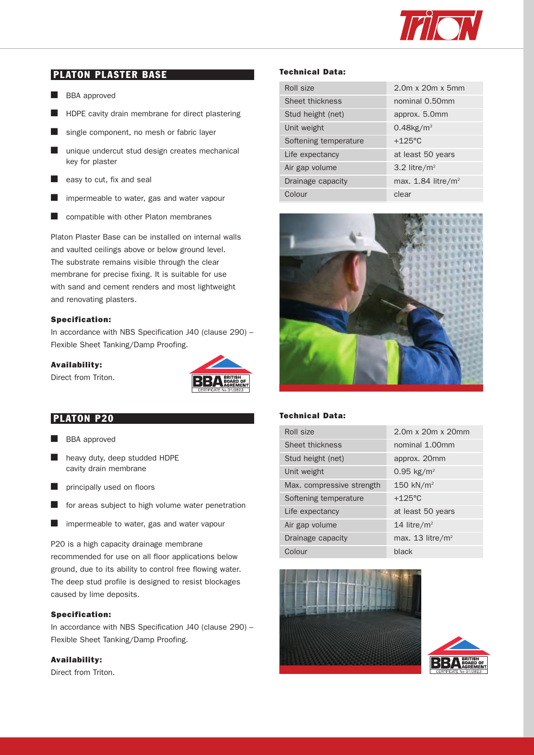## PLATON PLASTER BASE

- BBA approved
- HDPE cavity drain membrane for direct plastering
- single component, no mesh or fabric layer
- unique undercut stud design creates mechanical key for plaster
- easy to cut, fix and seal
- impermeable to water, gas and water vapour
- compatible with other Platon membranes

Platon Plaster Base can be installed on internal walls and vaulted ceilings above or below ground level. The substrate remains visible through the clear membrane for precise fixing. It is suitable for use with sand and cement renders and most lightweight and renovating plasters.

**Specification:**

In accordance with NBS Specification J40 (clause 290) – Flexible Sheet Tanking/Damp Proofing.

**Availability:**

Direct from Triton.

**Technical Data:**

| Property | Value |
|---|---|
| Roll size | 2.0m x 20m x 5mm |
| Sheet thickness | nominal 0.50mm |
| Stud height (net) | approx. 5.0mm |
| Unit weight | 0.48kg/m$^2$ |
| Softening temperature | +125°C |
| Life expectancy | at least 50 years |
| Air gap volume | 3.2 litre/m$^2$ |
| Drainage capacity | max. 1.84 litre/m$^2$ |
| Colour | clear |

## PLATON P20

- BBA approved
- heavy duty, deep studded HDPE cavity drain membrane
- principally used on floors
- for areas subject to high volume water penetration
- impermeable to water, gas and water vapour

P20 is a high capacity drainage membrane recommended for use on all floor applications below ground, due to its ability to control free flowing water. The deep stud profile is designed to resist blockages caused by lime deposits.

**Specification:**

In accordance with NBS Specification J40 (clause 290) – Flexible Sheet Tanking/Damp Proofing.

**Availability:**

Direct from Triton.

**Technical Data:**

| Property | Value |
|---|---|
| Roll size | 2.0m x 20m x 20mm |
| Sheet thickness | nominal 1.00mm |
| Stud height (net) | approx. 20mm |
| Unit weight | 0.95 kg/m$^2$ |
| Max. compressive strength | 150 kN/m$^2$ |
| Softening temperature | +125°C |
| Life expectancy | at least 50 years |
| Air gap volume | 14 litre/m$^2$ |
| Drainage capacity | max. 13 litre/m$^2$ |
| Colour | black |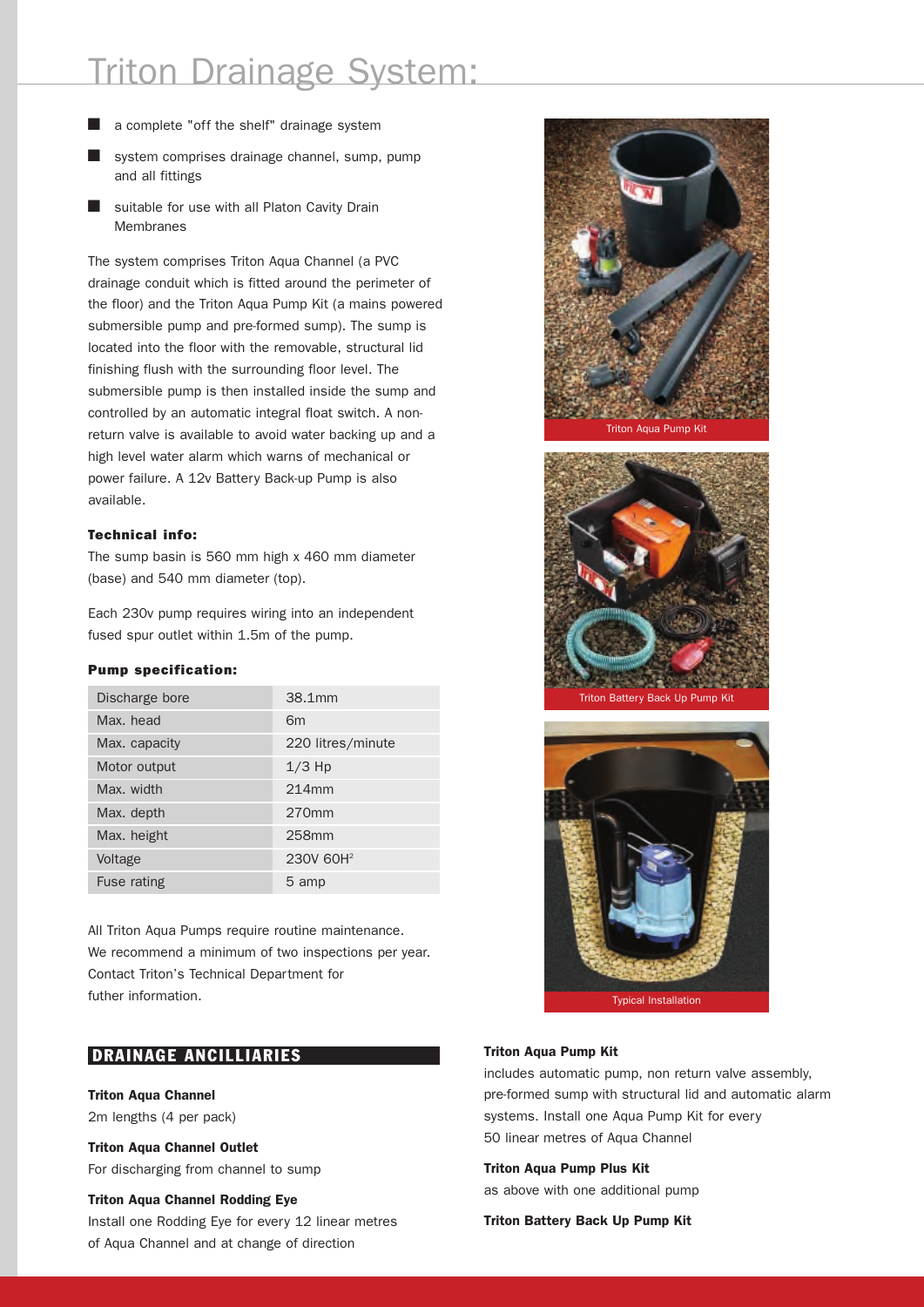# Triton Drainage System:

- a complete "off the shelf" drainage system
- system comprises drainage channel, sump, pump and all fittings
- suitable for use with all Platon Cavity Drain Membranes

The system comprises Triton Aqua Channel (a PVC drainage conduit which is fitted around the perimeter of the floor) and the Triton Aqua Pump Kit (a mains powered submersible pump and pre-formed sump). The sump is located into the floor with the removable, structural lid finishing flush with the surrounding floor level. The submersible pump is then installed inside the sump and controlled by an automatic integral float switch. A non-return valve is available to avoid water backing up and a high level water alarm which warns of mechanical or power failure. A 12v Battery Back-up Pump is also available.

**Technical info:**

The sump basin is 560 mm high x 460 mm diameter (base) and 540 mm diameter (top).

Each 230v pump requires wiring into an independent fused spur outlet within 1.5m of the pump.

**Pump specification:**

| Discharge bore | 38.1mm |
|---|---|
| Max. head | 6m |
| Max. capacity | 220 litres/minute |
| Motor output | 1/3 Hp |
| Max. width | 214mm |
| Max. depth | 270mm |
| Max. height | 258mm |
| Voltage | 230V 60H² |
| Fuse rating | 5 amp |

All Triton Aqua Pumps require routine maintenance. We recommend a minimum of two inspections per year. Contact Triton's Technical Department for futher information.

Triton Aqua Pump Kit

Triton Battery Back Up Pump Kit

Typical Installation

## DRAINAGE ANCILLIARIES

**Triton Aqua Channel**
2m lengths (4 per pack)

**Triton Aqua Channel Outlet**
For discharging from channel to sump

**Triton Aqua Channel Rodding Eye**
Install one Rodding Eye for every 12 linear metres of Aqua Channel and at change of direction

**Triton Aqua Pump Kit**
includes automatic pump, non return valve assembly, pre-formed sump with structural lid and automatic alarm systems. Install one Aqua Pump Kit for every 50 linear metres of Aqua Channel

**Triton Aqua Pump Plus Kit**
as above with one additional pump

**Triton Battery Back Up Pump Kit**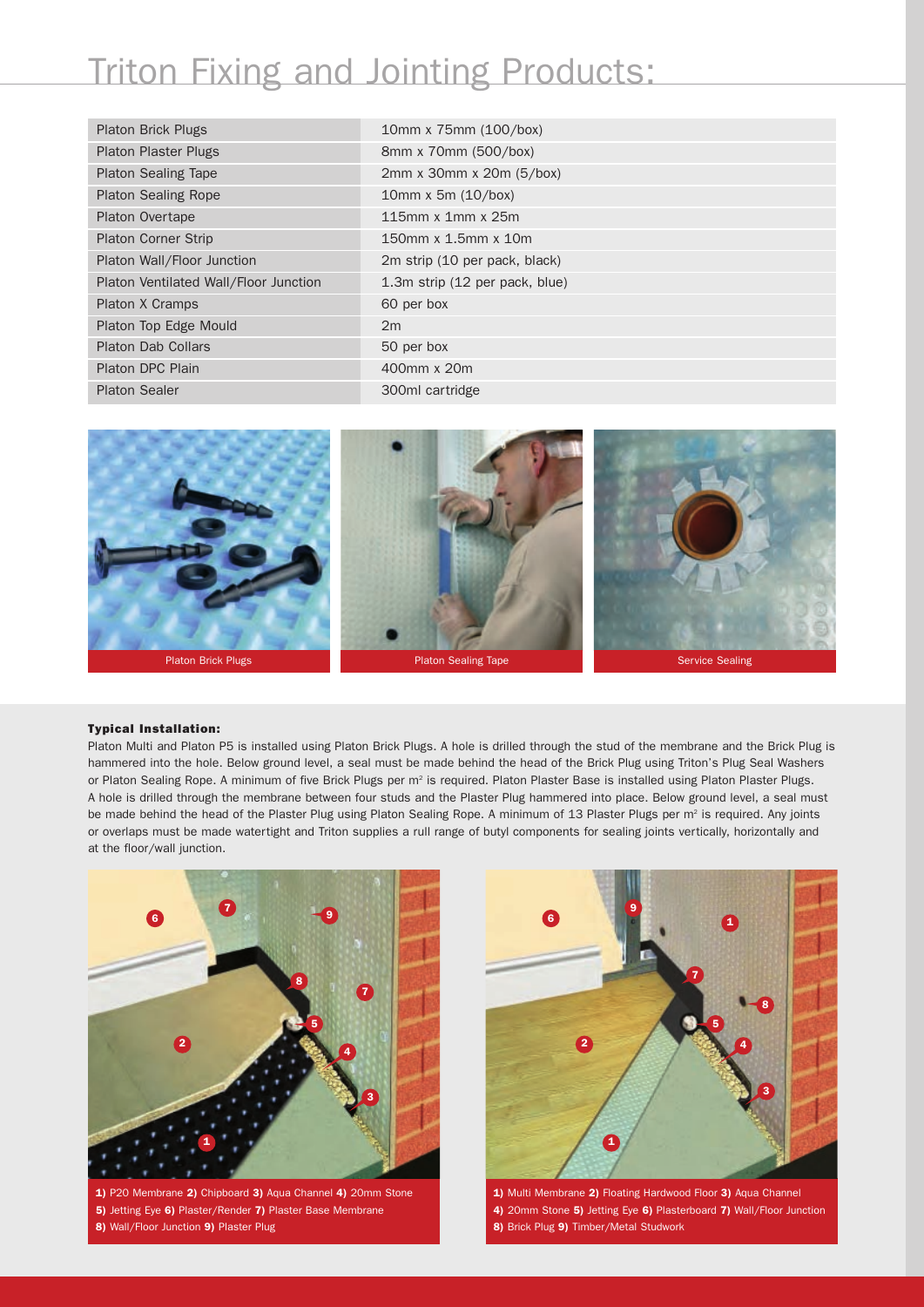# Triton Fixing and Jointing Products:

| Product | Specification |
|---|---|
| Platon Brick Plugs | 10mm x 75mm (100/box) |
| Platon Plaster Plugs | 8mm x 70mm (500/box) |
| Platon Sealing Tape | 2mm x 30mm x 20m (5/box) |
| Platon Sealing Rope | 10mm x 5m (10/box) |
| Platon Overtape | 115mm x 1mm x 25m |
| Platon Corner Strip | 150mm x 1.5mm x 10m |
| Platon Wall/Floor Junction | 2m strip (10 per pack, black) |
| Platon Ventilated Wall/Floor Junction | 1.3m strip (12 per pack, blue) |
| Platon X Cramps | 60 per box |
| Platon Top Edge Mould | 2m |
| Platon Dab Collars | 50 per box |
| Platon DPC Plain | 400mm x 20m |
| Platon Sealer | 300ml cartridge |

Platon Brick Plugs

Platon Sealing Tape

Service Sealing

**Typical Installation:**

Platon Multi and Platon P5 is installed using Platon Brick Plugs. A hole is drilled through the stud of the membrane and the Brick Plug is hammered into the hole. Below ground level, a seal must be made behind the head of the Brick Plug using Triton's Plug Seal Washers or Platon Sealing Rope. A minimum of five Brick Plugs per m² is required. Platon Plaster Base is installed using Platon Plaster Plugs. A hole is drilled through the membrane between four studs and the Plaster Plug hammered into place. Below ground level, a seal must be made behind the head of the Plaster Plug using Platon Sealing Rope. A minimum of 13 Plaster Plugs per m² is required. Any joints or overlaps must be made watertight and Triton supplies a rull range of butyl components for sealing joints vertically, horizontally and at the floor/wall junction.

**1)** P20 Membrane **2)** Chipboard **3)** Aqua Channel **4)** 20mm Stone **5)** Jetting Eye **6)** Plaster/Render **7)** Plaster Base Membrane **8)** Wall/Floor Junction **9)** Plaster Plug

**1)** Multi Membrane **2)** Floating Hardwood Floor **3)** Aqua Channel **4)** 20mm Stone **5)** Jetting Eye **6)** Plasterboard **7)** Wall/Floor Junction **8)** Brick Plug **9)** Timber/Metal Studwork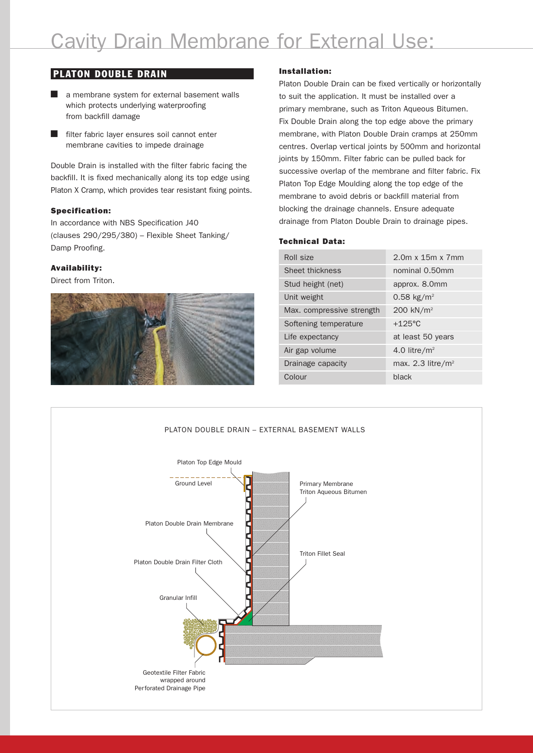# Cavity Drain Membrane for External Use:

## PLATON DOUBLE DRAIN

- a membrane system for external basement walls which protects underlying waterproofing from backfill damage
- filter fabric layer ensures soil cannot enter membrane cavities to impede drainage

Double Drain is installed with the filter fabric facing the backfill. It is fixed mechanically along its top edge using Platon X Cramp, which provides tear resistant fixing points.

### Specification:

In accordance with NBS Specification J40 (clauses 290/295/380) – Flexible Sheet Tanking/ Damp Proofing.

### Availability:

Direct from Triton.

### Installation:

Platon Double Drain can be fixed vertically or horizontally to suit the application. It must be installed over a primary membrane, such as Triton Aqueous Bitumen. Fix Double Drain along the top edge above the primary membrane, with Platon Double Drain cramps at 250mm centres. Overlap vertical joints by 500mm and horizontal joints by 150mm. Filter fabric can be pulled back for successive overlap of the membrane and filter fabric. Fix Platon Top Edge Moulding along the top edge of the membrane to avoid debris or backfill material from blocking the drainage channels. Ensure adequate drainage from Platon Double Drain to drainage pipes.

### Technical Data:

| Property | Value |
|---|---|
| Roll size | 2.0m x 15m x 7mm |
| Sheet thickness | nominal 0.50mm |
| Stud height (net) | approx. 8.0mm |
| Unit weight | 0.58 kg/m² |
| Max. compressive strength | 200 kN/m² |
| Softening temperature | +125°C |
| Life expectancy | at least 50 years |
| Air gap volume | 4.0 litre/m² |
| Drainage capacity | max. 2.3 litre/m² |
| Colour | black |

PLATON DOUBLE DRAIN – EXTERNAL BASEMENT WALLS

Platon Top Edge Mould

Ground Level

Primary Membrane Triton Aqueous Bitumen

Platon Double Drain Membrane

Triton Fillet Seal

Platon Double Drain Filter Cloth

Granular Infill

Geotextile Filter Fabric wrapped around Perforated Drainage Pipe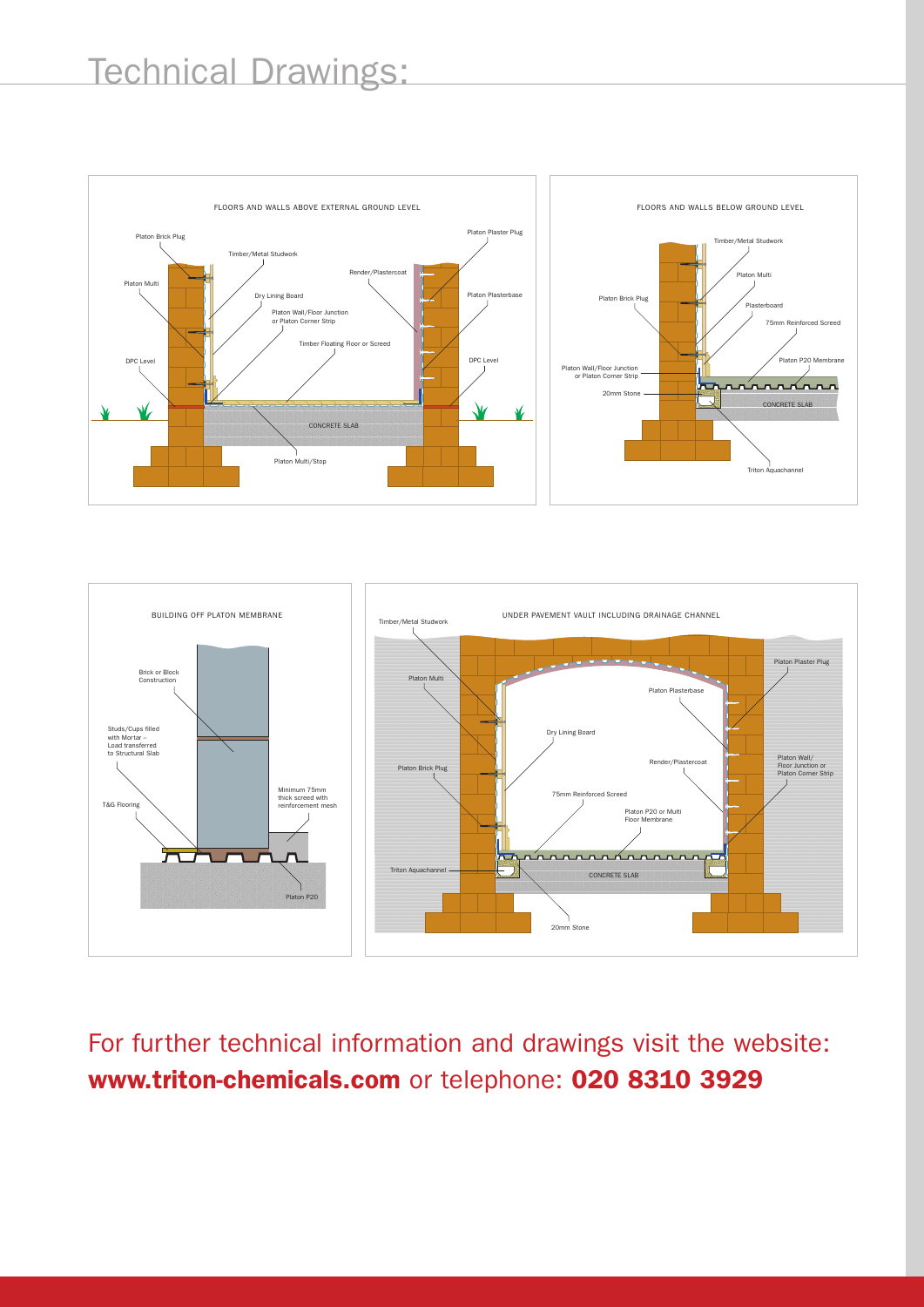# Technical Drawings:

FLOORS AND WALLS ABOVE EXTERNAL GROUND LEVEL

Platon Brick Plug
Timber/Metal Studwork
Platon Multi
Dry Lining Board
Platon Wall/Floor Junction or Platon Corner Strip
Timber Floating Floor or Screed
Render/Plastercoat
Platon Plaster Plug
Platon Plasterbase
DPC Level
DPC Level
CONCRETE SLAB
Platon Multi/Stop

FLOORS AND WALLS BELOW GROUND LEVEL

Timber/Metal Studwork
Platon Multi
Platon Brick Plug
Plasterboard
75mm Reinforced Screed
Platon P20 Membrane
Platon Wall/Floor Junction or Platon Corner Strip
20mm Stone
CONCRETE SLAB
Triton Aquachannel

BUILDING OFF PLATON MEMBRANE

Brick or Block Construction
Studs/Cups filled with Mortar – Load transferred to Structural Slab
T&G Flooring
Minimum 75mm thick screed with reinforcement mesh
Platon P20

UNDER PAVEMENT VAULT INCLUDING DRAINAGE CHANNEL

Timber/Metal Studwork
Platon Multi
Platon Plasterbase
Platon Plaster Plug
Dry Lining Board
Render/Plastercoat
Platon Brick Plug
Platon Wall/Floor Junction or Platon Corner Strip
75mm Reinforced Screed
Platon P20 or Multi Floor Membrane
Triton Aquachannel
CONCRETE SLAB
20mm Stone

For further technical information and drawings visit the website: **www.triton-chemicals.com** or telephone: **020 8310 3929**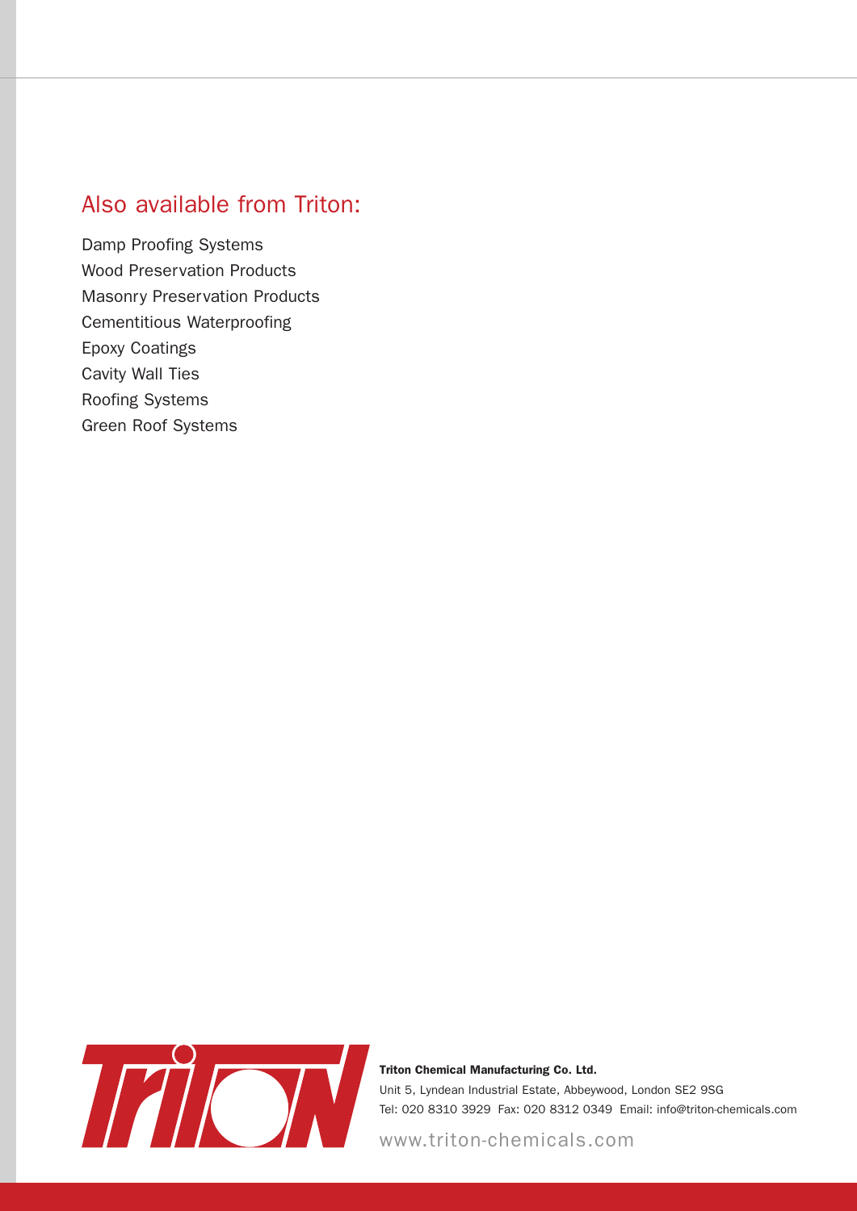## Also available from Triton:

Damp Proofing Systems
Wood Preservation Products
Masonry Preservation Products
Cementitious Waterproofing
Epoxy Coatings
Cavity Wall Ties
Roofing Systems
Green Roof Systems

**Triton Chemical Manufacturing Co. Ltd.**
Unit 5, Lyndean Industrial Estate, Abbeywood, London SE2 9SG
Tel: 020 8310 3929 Fax: 020 8312 0349 Email: info@triton-chemicals.com

www.triton-chemicals.com